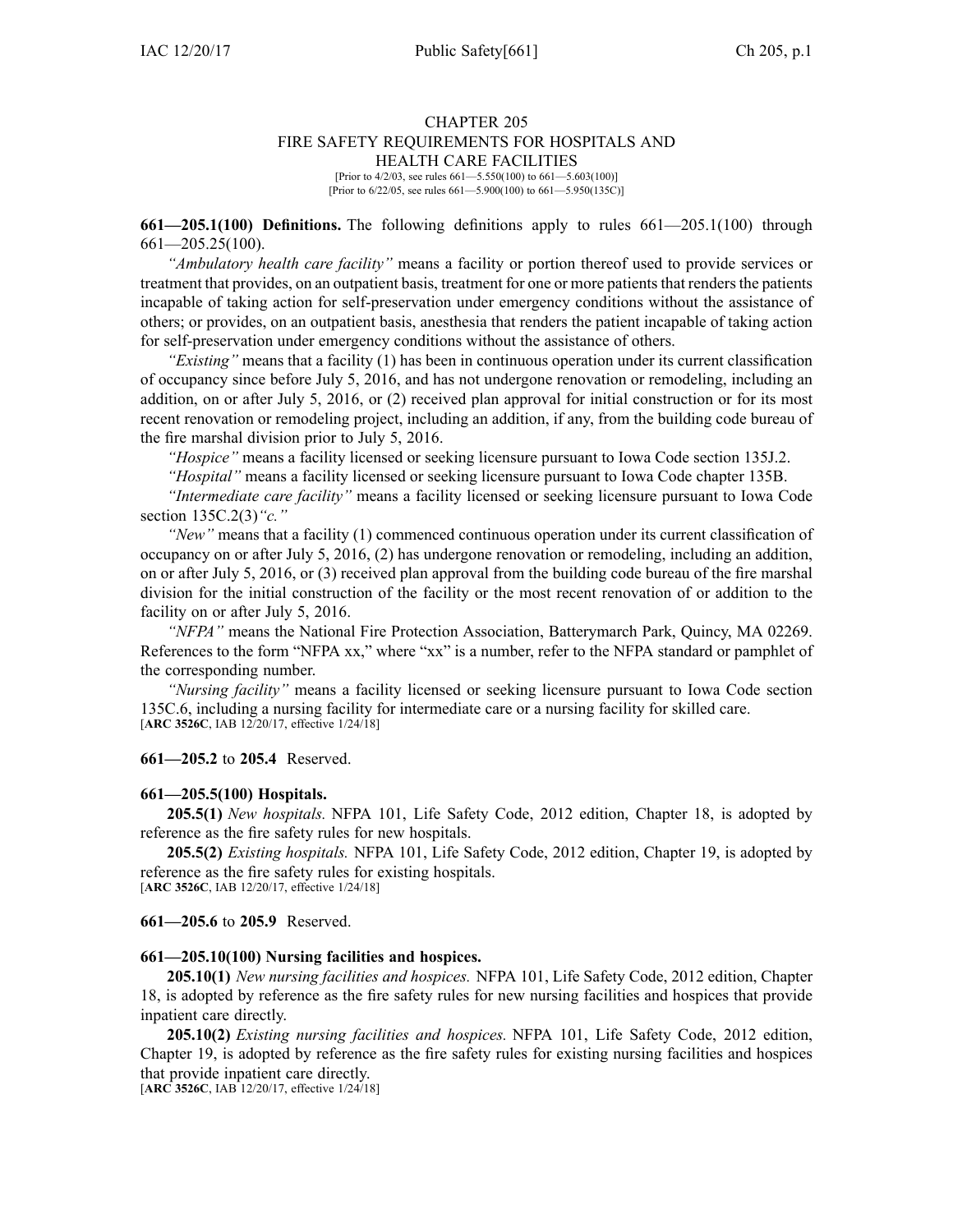# CHAPTER 205
## FIRE SAFETY REQUIREMENTS FOR HOSPITALS AND HEALTH CARE FACILITIES

[Prior to 4/2/03, see rules 661—5.550(100) to 661—5.603(100)]
[Prior to 6/22/05, see rules 661—5.900(100) to 661—5.950(135C)]

**661—205.1(100) Definitions.** The following definitions apply to rules 661—205.1(100) through 661—205.25(100).

*"Ambulatory health care facility"* means a facility or portion thereof used to provide services or treatment that provides, on an outpatient basis, treatment for one or more patients that renders the patients incapable of taking action for self-preservation under emergency conditions without the assistance of others; or provides, on an outpatient basis, anesthesia that renders the patient incapable of taking action for self-preservation under emergency conditions without the assistance of others.

*"Existing"* means that a facility (1) has been in continuous operation under its current classification of occupancy since before July 5, 2016, and has not undergone renovation or remodeling, including an addition, on or after July 5, 2016, or (2) received plan approval for initial construction or for its most recent renovation or remodeling project, including an addition, if any, from the building code bureau of the fire marshal division prior to July 5, 2016.

*"Hospice"* means a facility licensed or seeking licensure pursuant to Iowa Code section 135J.2.

*"Hospital"* means a facility licensed or seeking licensure pursuant to Iowa Code chapter 135B.

*"Intermediate care facility"* means a facility licensed or seeking licensure pursuant to Iowa Code section 135C.2(3)*"c."*

*"New"* means that a facility (1) commenced continuous operation under its current classification of occupancy on or after July 5, 2016, (2) has undergone renovation or remodeling, including an addition, on or after July 5, 2016, or (3) received plan approval from the building code bureau of the fire marshal division for the initial construction of the facility or the most recent renovation of or addition to the facility on or after July 5, 2016.

*"NFPA"* means the National Fire Protection Association, Batterymarch Park, Quincy, MA 02269. References to the form "NFPA xx," where "xx" is a number, refer to the NFPA standard or pamphlet of the corresponding number.

*"Nursing facility"* means a facility licensed or seeking licensure pursuant to Iowa Code section 135C.6, including a nursing facility for intermediate care or a nursing facility for skilled care.
[**ARC 3526C**, IAB 12/20/17, effective 1/24/18]

**661—205.2** to **205.4** Reserved.

**661—205.5(100) Hospitals.**

**205.5(1)** *New hospitals.* NFPA 101, Life Safety Code, 2012 edition, Chapter 18, is adopted by reference as the fire safety rules for new hospitals.

**205.5(2)** *Existing hospitals.* NFPA 101, Life Safety Code, 2012 edition, Chapter 19, is adopted by reference as the fire safety rules for existing hospitals.
[**ARC 3526C**, IAB 12/20/17, effective 1/24/18]

**661—205.6** to **205.9** Reserved.

**661—205.10(100) Nursing facilities and hospices.**

**205.10(1)** *New nursing facilities and hospices.* NFPA 101, Life Safety Code, 2012 edition, Chapter 18, is adopted by reference as the fire safety rules for new nursing facilities and hospices that provide inpatient care directly.

**205.10(2)** *Existing nursing facilities and hospices.* NFPA 101, Life Safety Code, 2012 edition, Chapter 19, is adopted by reference as the fire safety rules for existing nursing facilities and hospices that provide inpatient care directly.
[**ARC 3526C**, IAB 12/20/17, effective 1/24/18]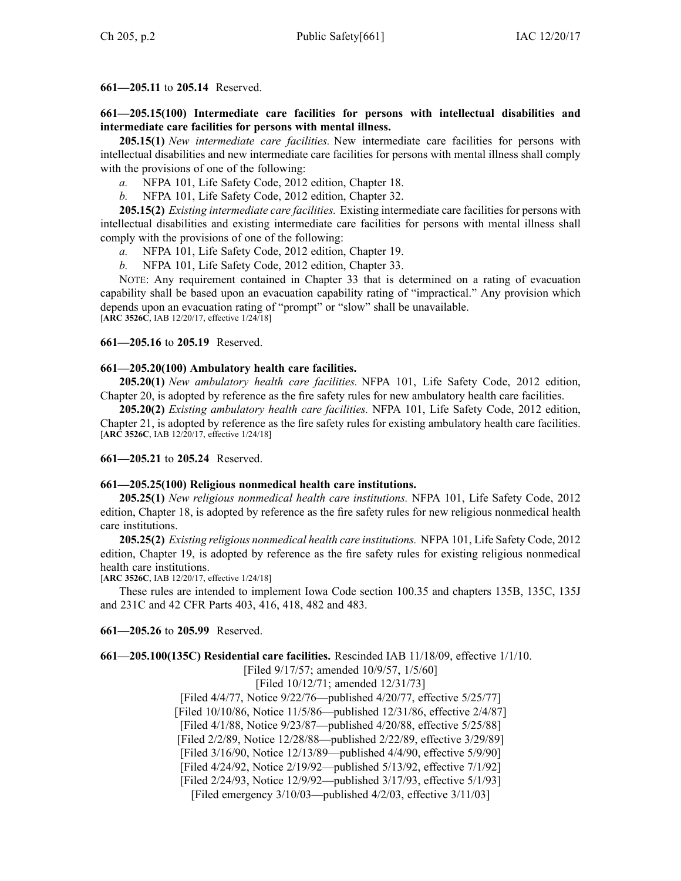**661—205.11** to **205.14** Reserved.

**661—205.15(100) Intermediate care facilities for persons with intellectual disabilities and intermediate care facilities for persons with mental illness.**

**205.15(1)** *New intermediate care facilities.* New intermediate care facilities for persons with intellectual disabilities and new intermediate care facilities for persons with mental illness shall comply with the provisions of one of the following:

*a.* NFPA 101, Life Safety Code, 2012 edition, Chapter 18.

*b.* NFPA 101, Life Safety Code, 2012 edition, Chapter 32.

**205.15(2)** *Existing intermediate care facilities.* Existing intermediate care facilities for persons with intellectual disabilities and existing intermediate care facilities for persons with mental illness shall comply with the provisions of one of the following:

*a.* NFPA 101, Life Safety Code, 2012 edition, Chapter 19.

*b.* NFPA 101, Life Safety Code, 2012 edition, Chapter 33.

NOTE: Any requirement contained in Chapter 33 that is determined on a rating of evacuation capability shall be based upon an evacuation capability rating of "impractical." Any provision which depends upon an evacuation rating of "prompt" or "slow" shall be unavailable.
[**ARC 3526C**, IAB 12/20/17, effective 1/24/18]

**661—205.16** to **205.19** Reserved.

**661—205.20(100) Ambulatory health care facilities.**

**205.20(1)** *New ambulatory health care facilities.* NFPA 101, Life Safety Code, 2012 edition, Chapter 20, is adopted by reference as the fire safety rules for new ambulatory health care facilities.

**205.20(2)** *Existing ambulatory health care facilities.* NFPA 101, Life Safety Code, 2012 edition, Chapter 21, is adopted by reference as the fire safety rules for existing ambulatory health care facilities.
[**ARC 3526C**, IAB 12/20/17, effective 1/24/18]

**661—205.21** to **205.24** Reserved.

**661—205.25(100) Religious nonmedical health care institutions.**

**205.25(1)** *New religious nonmedical health care institutions.* NFPA 101, Life Safety Code, 2012 edition, Chapter 18, is adopted by reference as the fire safety rules for new religious nonmedical health care institutions.

**205.25(2)** *Existing religious nonmedical health care institutions.* NFPA 101, Life Safety Code, 2012 edition, Chapter 19, is adopted by reference as the fire safety rules for existing religious nonmedical health care institutions.
[**ARC 3526C**, IAB 12/20/17, effective 1/24/18]

These rules are intended to implement Iowa Code section 100.35 and chapters 135B, 135C, 135J and 231C and 42 CFR Parts 403, 416, 418, 482 and 483.

**661—205.26** to **205.99** Reserved.

**661—205.100(135C) Residential care facilities.** Rescinded IAB 11/18/09, effective 1/1/10.

[Filed 9/17/57; amended 10/9/57, 1/5/60]
[Filed 10/12/71; amended 12/31/73]
[Filed 4/4/77, Notice 9/22/76—published 4/20/77, effective 5/25/77]
[Filed 10/10/86, Notice 11/5/86—published 12/31/86, effective 2/4/87]
[Filed 4/1/88, Notice 9/23/87—published 4/20/88, effective 5/25/88]
[Filed 2/2/89, Notice 12/28/88—published 2/22/89, effective 3/29/89]
[Filed 3/16/90, Notice 12/13/89—published 4/4/90, effective 5/9/90]
[Filed 4/24/92, Notice 2/19/92—published 5/13/92, effective 7/1/92]
[Filed 2/24/93, Notice 12/9/92—published 3/17/93, effective 5/1/93]
[Filed emergency 3/10/03—published 4/2/03, effective 3/11/03]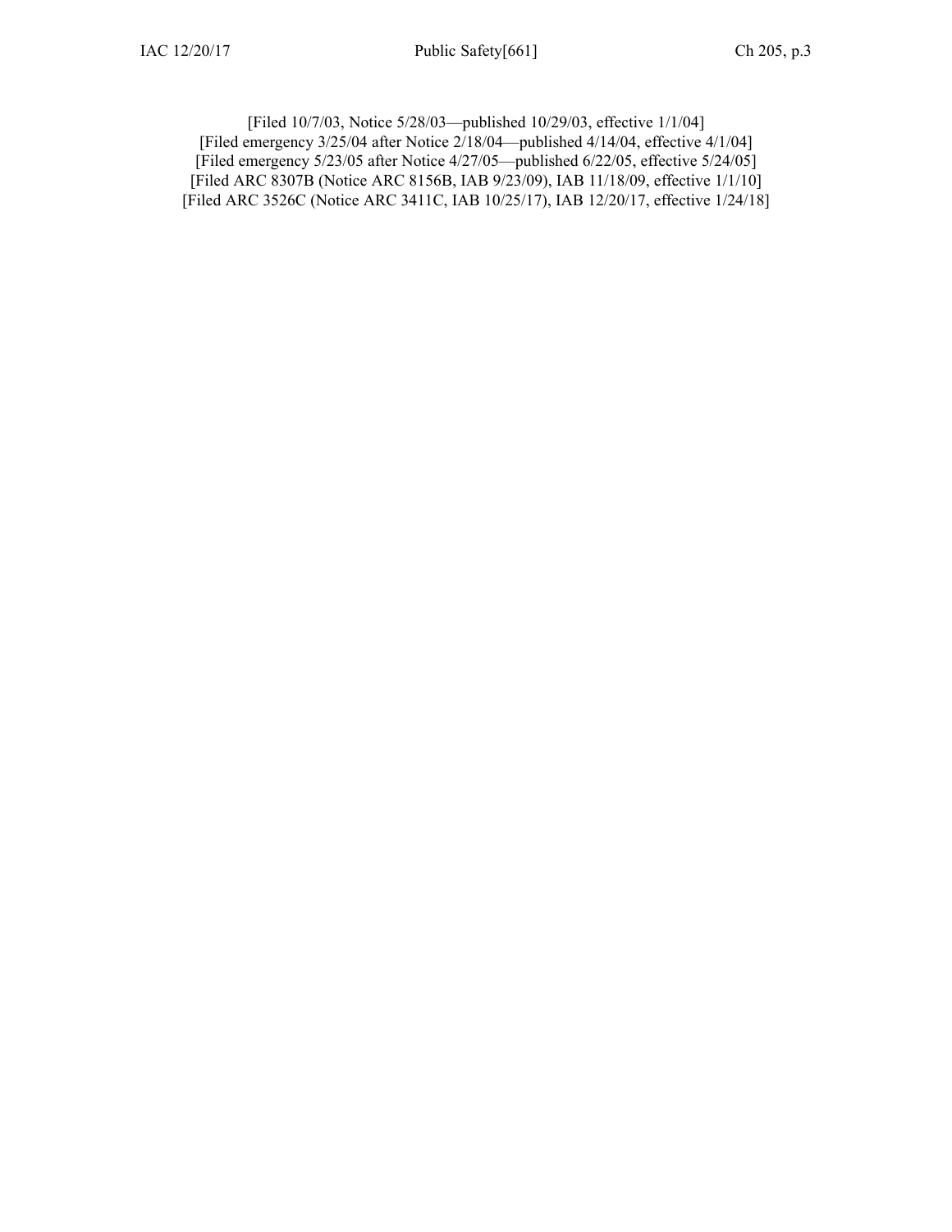[Filed 10/7/03, Notice 5/28/03—published 10/29/03, effective 1/1/04]
[Filed emergency 3/25/04 after Notice 2/18/04—published 4/14/04, effective 4/1/04]
[Filed emergency 5/23/05 after Notice 4/27/05—published 6/22/05, effective 5/24/05]
[Filed ARC 8307B (Notice ARC 8156B, IAB 9/23/09), IAB 11/18/09, effective 1/1/10]
[Filed ARC 3526C (Notice ARC 3411C, IAB 10/25/17), IAB 12/20/17, effective 1/24/18]